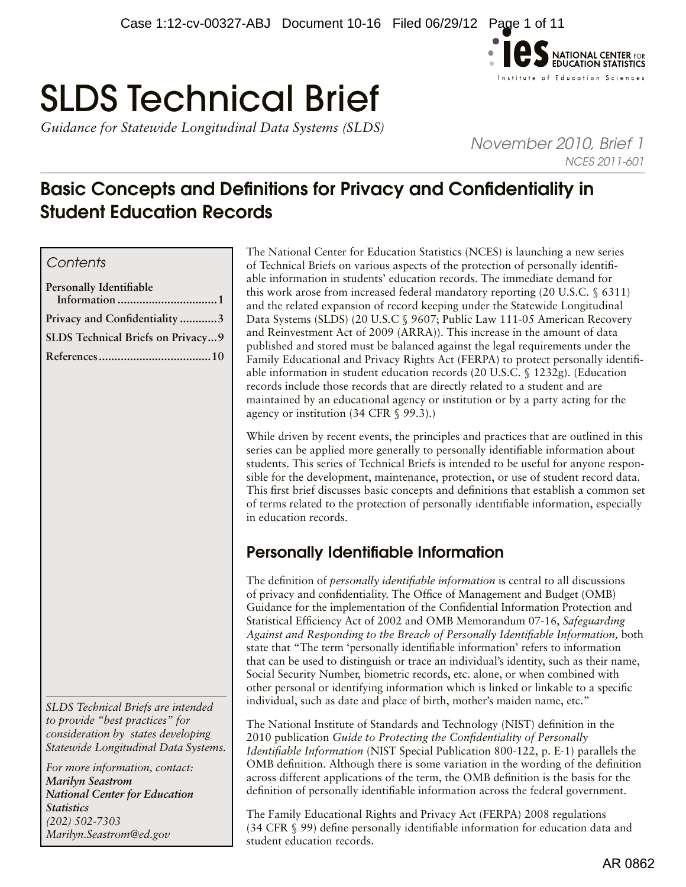# SLDS Technical Brief

*Guidance for Statewide Longitudinal Data Systems (SLDS)*

*November 2010, Brief 1*

*NCES 2011-601*

## Basic Concepts and Definitions for Privacy and Confidentiality in Student Education Records

*Contents*

- **Personally Identifiable Information ...1**
- **Privacy and Confidentiality ...3**
- **SLDS Technical Briefs on Privacy...9**
- **References...10**

*SLDS Technical Briefs are intended to provide "best practices" for consideration by states developing Statewide Longitudinal Data Systems.*

*For more information, contact:*
***Marilyn Seastrom***
***National Center for Education Statistics***
*(202) 502-7303*
*Marilyn.Seastrom@ed.gov*

The National Center for Education Statistics (NCES) is launching a new series of Technical Briefs on various aspects of the protection of personally identifiable information in students' education records. The immediate demand for this work arose from increased federal mandatory reporting (20 U.S.C. § 6311) and the related expansion of record keeping under the Statewide Longitudinal Data Systems (SLDS) (20 U.S.C § 9607; Public Law 111-05 American Recovery and Reinvestment Act of 2009 (ARRA)). This increase in the amount of data published and stored must be balanced against the legal requirements under the Family Educational and Privacy Rights Act (FERPA) to protect personally identifiable information in student education records (20 U.S.C. § 1232g). (Education records include those records that are directly related to a student and are maintained by an educational agency or institution or by a party acting for the agency or institution (34 CFR § 99.3).)

While driven by recent events, the principles and practices that are outlined in this series can be applied more generally to personally identifiable information about students. This series of Technical Briefs is intended to be useful for anyone responsible for the development, maintenance, protection, or use of student record data. This first brief discusses basic concepts and definitions that establish a common set of terms related to the protection of personally identifiable information, especially in education records.

## Personally Identifiable Information

The definition of *personally identifiable information* is central to all discussions of privacy and confidentiality. The Office of Management and Budget (OMB) Guidance for the implementation of the Confidential Information Protection and Statistical Efficiency Act of 2002 and OMB Memorandum 07-16, *Safeguarding Against and Responding to the Breach of Personally Identifiable Information,* both state that "The term 'personally identifiable information' refers to information that can be used to distinguish or trace an individual's identity, such as their name, Social Security Number, biometric records, etc. alone, or when combined with other personal or identifying information which is linked or linkable to a specific individual, such as date and place of birth, mother's maiden name, etc."

The National Institute of Standards and Technology (NIST) definition in the 2010 publication *Guide to Protecting the Confidentiality of Personally Identifiable Information* (NIST Special Publication 800-122, p. E-1) parallels the OMB definition. Although there is some variation in the wording of the definition across different applications of the term, the OMB definition is the basis for the definition of personally identifiable information across the federal government.

The Family Educational Rights and Privacy Act (FERPA) 2008 regulations (34 CFR § 99) define personally identifiable information for education data and student education records.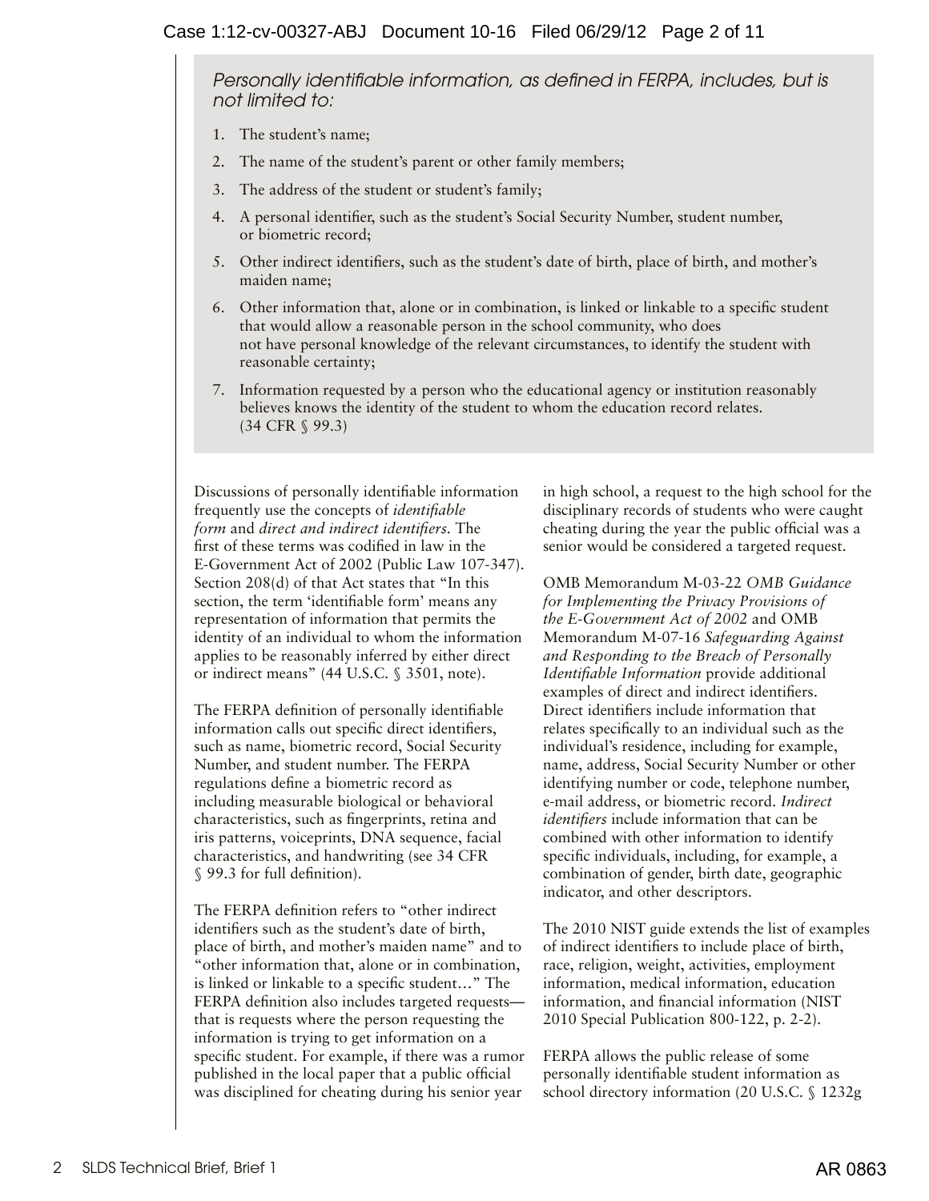*Personally identifiable information, as defined in FERPA, includes, but is not limited to:*

1. The student's name;
2. The name of the student's parent or other family members;
3. The address of the student or student's family;
4. A personal identifier, such as the student's Social Security Number, student number, or biometric record;
5. Other indirect identifiers, such as the student's date of birth, place of birth, and mother's maiden name;
6. Other information that, alone or in combination, is linked or linkable to a specific student that would allow a reasonable person in the school community, who does not have personal knowledge of the relevant circumstances, to identify the student with reasonable certainty;
7. Information requested by a person who the educational agency or institution reasonably believes knows the identity of the student to whom the education record relates. (34 CFR § 99.3)

Discussions of personally identifiable information frequently use the concepts of *identifiable form* and *direct and indirect identifiers.* The first of these terms was codified in law in the E-Government Act of 2002 (Public Law 107-347). Section 208(d) of that Act states that "In this section, the term 'identifiable form' means any representation of information that permits the identity of an individual to whom the information applies to be reasonably inferred by either direct or indirect means" (44 U.S.C. § 3501, note).

The FERPA definition of personally identifiable information calls out specific direct identifiers, such as name, biometric record, Social Security Number, and student number. The FERPA regulations define a biometric record as including measurable biological or behavioral characteristics, such as fingerprints, retina and iris patterns, voiceprints, DNA sequence, facial characteristics, and handwriting (see 34 CFR § 99.3 for full definition).

The FERPA definition refers to "other indirect identifiers such as the student's date of birth, place of birth, and mother's maiden name" and to "other information that, alone or in combination, is linked or linkable to a specific student…" The FERPA definition also includes targeted requests—that is requests where the person requesting the information is trying to get information on a specific student. For example, if there was a rumor published in the local paper that a public official was disciplined for cheating during his senior year in high school, a request to the high school for the disciplinary records of students who were caught cheating during the year the public official was a senior would be considered a targeted request.

OMB Memorandum M-03-22 *OMB Guidance for Implementing the Privacy Provisions of the E-Government Act of 2002* and OMB Memorandum M-07-16 *Safeguarding Against and Responding to the Breach of Personally Identifiable Information* provide additional examples of direct and indirect identifiers. Direct identifiers include information that relates specifically to an individual such as the individual's residence, including for example, name, address, Social Security Number or other identifying number or code, telephone number, e-mail address, or biometric record. *Indirect identifiers* include information that can be combined with other information to identify specific individuals, including, for example, a combination of gender, birth date, geographic indicator, and other descriptors.

The 2010 NIST guide extends the list of examples of indirect identifiers to include place of birth, race, religion, weight, activities, employment information, medical information, education information, and financial information (NIST 2010 Special Publication 800-122, p. 2-2).

FERPA allows the public release of some personally identifiable student information as school directory information (20 U.S.C. § 1232g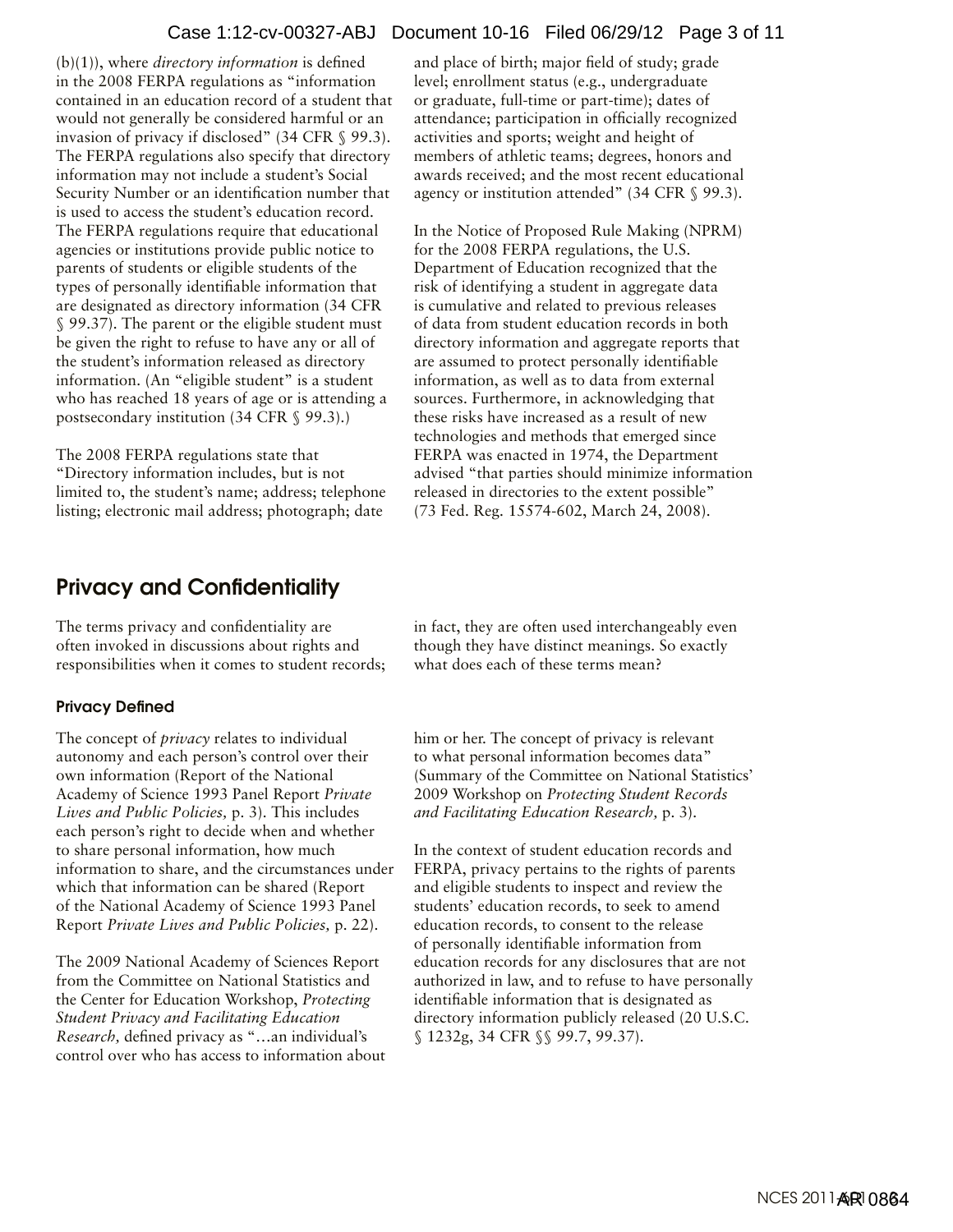(b)(1)), where *directory information* is defined in the 2008 FERPA regulations as "information contained in an education record of a student that would not generally be considered harmful or an invasion of privacy if disclosed" (34 CFR § 99.3). The FERPA regulations also specify that directory information may not include a student's Social Security Number or an identification number that is used to access the student's education record. The FERPA regulations require that educational agencies or institutions provide public notice to parents of students or eligible students of the types of personally identifiable information that are designated as directory information (34 CFR § 99.37). The parent or the eligible student must be given the right to refuse to have any or all of the student's information released as directory information. (An "eligible student" is a student who has reached 18 years of age or is attending a postsecondary institution (34 CFR § 99.3).)

The 2008 FERPA regulations state that "Directory information includes, but is not limited to, the student's name; address; telephone listing; electronic mail address; photograph; date and place of birth; major field of study; grade level; enrollment status (e.g., undergraduate or graduate, full-time or part-time); dates of attendance; participation in officially recognized activities and sports; weight and height of members of athletic teams; degrees, honors and awards received; and the most recent educational agency or institution attended" (34 CFR § 99.3).

In the Notice of Proposed Rule Making (NPRM) for the 2008 FERPA regulations, the U.S. Department of Education recognized that the risk of identifying a student in aggregate data is cumulative and related to previous releases of data from student education records in both directory information and aggregate reports that are assumed to protect personally identifiable information, as well as to data from external sources. Furthermore, in acknowledging that these risks have increased as a result of new technologies and methods that emerged since FERPA was enacted in 1974, the Department advised "that parties should minimize information released in directories to the extent possible" (73 Fed. Reg. 15574-602, March 24, 2008).

## Privacy and Confidentiality

The terms privacy and confidentiality are often invoked in discussions about rights and responsibilities when it comes to student records; in fact, they are often used interchangeably even though they have distinct meanings. So exactly what does each of these terms mean?

### Privacy Defined

The concept of *privacy* relates to individual autonomy and each person's control over their own information (Report of the National Academy of Science 1993 Panel Report *Private Lives and Public Policies,* p. 3). This includes each person's right to decide when and whether to share personal information, how much information to share, and the circumstances under which that information can be shared (Report of the National Academy of Science 1993 Panel Report *Private Lives and Public Policies,* p. 22).

The 2009 National Academy of Sciences Report from the Committee on National Statistics and the Center for Education Workshop, *Protecting Student Privacy and Facilitating Education Research,* defined privacy as "…an individual's control over who has access to information about him or her. The concept of privacy is relevant to what personal information becomes data" (Summary of the Committee on National Statistics' 2009 Workshop on *Protecting Student Records and Facilitating Education Research,* p. 3).

In the context of student education records and FERPA, privacy pertains to the rights of parents and eligible students to inspect and review the students' education records, to seek to amend education records, to consent to the release of personally identifiable information from education records for any disclosures that are not authorized in law, and to refuse to have personally identifiable information that is designated as directory information publicly released (20 U.S.C. § 1232g, 34 CFR §§ 99.7, 99.37).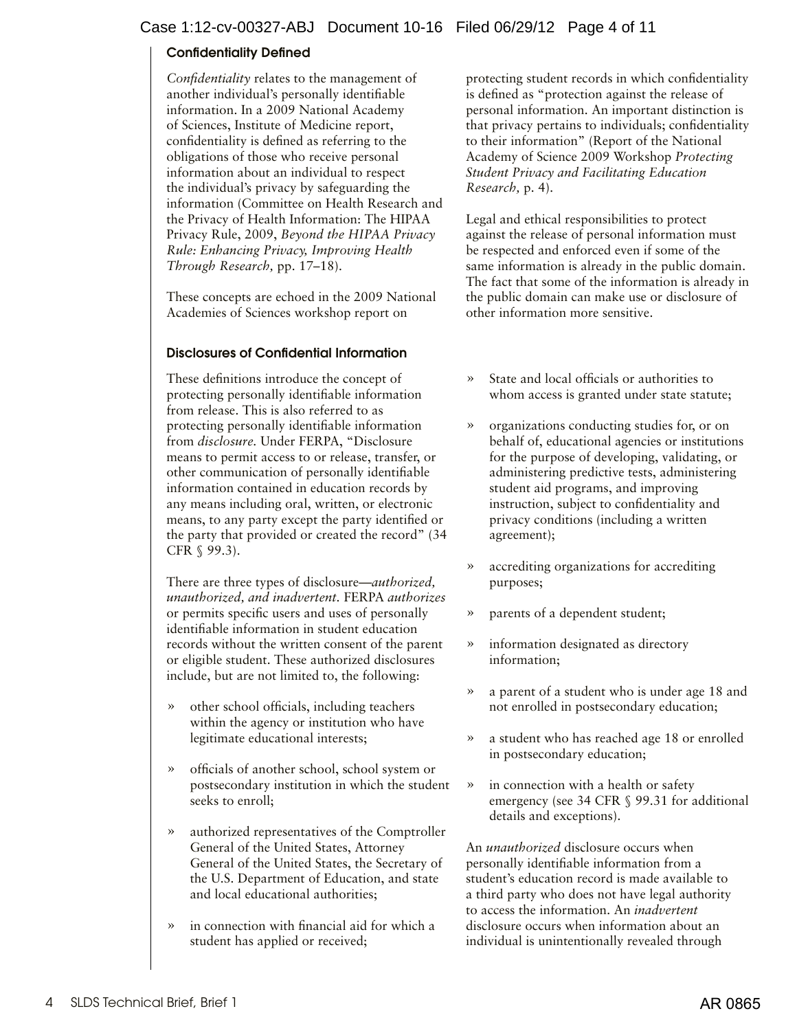### Confidentiality Defined

*Confidentiality* relates to the management of another individual's personally identifiable information. In a 2009 National Academy of Sciences, Institute of Medicine report, confidentiality is defined as referring to the obligations of those who receive personal information about an individual to respect the individual's privacy by safeguarding the information (Committee on Health Research and the Privacy of Health Information: The HIPAA Privacy Rule, 2009, *Beyond the HIPAA Privacy Rule: Enhancing Privacy, Improving Health Through Research,* pp. 17–18).

These concepts are echoed in the 2009 National Academies of Sciences workshop report on protecting student records in which confidentiality is defined as "protection against the release of personal information. An important distinction is that privacy pertains to individuals; confidentiality to their information" (Report of the National Academy of Science 2009 Workshop *Protecting Student Privacy and Facilitating Education Research,* p. 4).

Legal and ethical responsibilities to protect against the release of personal information must be respected and enforced even if some of the same information is already in the public domain. The fact that some of the information is already in the public domain can make use or disclosure of other information more sensitive.

### Disclosures of Confidential Information

These definitions introduce the concept of protecting personally identifiable information from release. This is also referred to as protecting personally identifiable information from *disclosure*. Under FERPA, "Disclosure means to permit access to or release, transfer, or other communication of personally identifiable information contained in education records by any means including oral, written, or electronic means, to any party except the party identified or the party that provided or created the record" (34 CFR § 99.3).

There are three types of disclosure—*authorized, unauthorized, and inadvertent*. FERPA *authorizes* or permits specific users and uses of personally identifiable information in student education records without the written consent of the parent or eligible student. These authorized disclosures include, but are not limited to, the following:

- other school officials, including teachers within the agency or institution who have legitimate educational interests;
- officials of another school, school system or postsecondary institution in which the student seeks to enroll;
- authorized representatives of the Comptroller General of the United States, Attorney General of the United States, the Secretary of the U.S. Department of Education, and state and local educational authorities;
- in connection with financial aid for which a student has applied or received;
- State and local officials or authorities to whom access is granted under state statute;
- organizations conducting studies for, or on behalf of, educational agencies or institutions for the purpose of developing, validating, or administering predictive tests, administering student aid programs, and improving instruction, subject to confidentiality and privacy conditions (including a written agreement);
- accrediting organizations for accrediting purposes;
- parents of a dependent student;
- information designated as directory information;
- a parent of a student who is under age 18 and not enrolled in postsecondary education;
- a student who has reached age 18 or enrolled in postsecondary education;
- in connection with a health or safety emergency (see 34 CFR § 99.31 for additional details and exceptions).

An *unauthorized* disclosure occurs when personally identifiable information from a student's education record is made available to a third party who does not have legal authority to access the information. An *inadvertent* disclosure occurs when information about an individual is unintentionally revealed through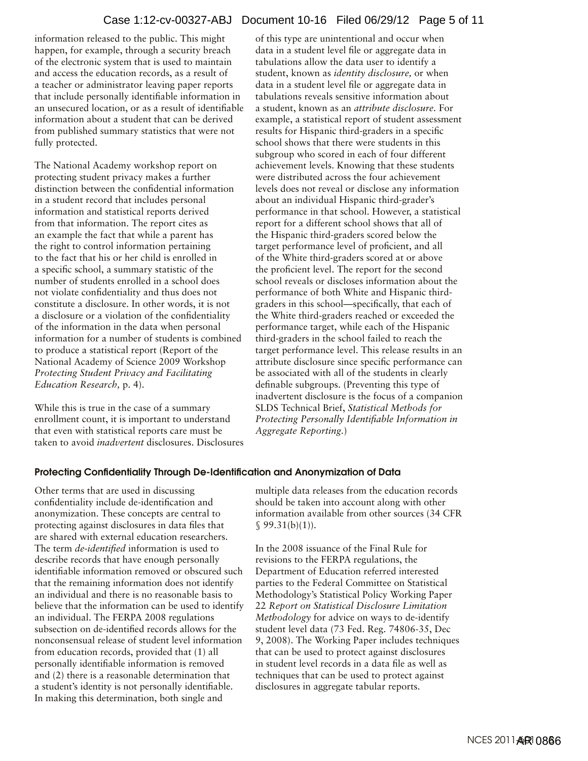information released to the public. This might happen, for example, through a security breach of the electronic system that is used to maintain and access the education records, as a result of a teacher or administrator leaving paper reports that include personally identifiable information in an unsecured location, or as a result of identifiable information about a student that can be derived from published summary statistics that were not fully protected.

The National Academy workshop report on protecting student privacy makes a further distinction between the confidential information in a student record that includes personal information and statistical reports derived from that information. The report cites as an example the fact that while a parent has the right to control information pertaining to the fact that his or her child is enrolled in a specific school, a summary statistic of the number of students enrolled in a school does not violate confidentiality and thus does not constitute a disclosure. In other words, it is not a disclosure or a violation of the confidentiality of the information in the data when personal information for a number of students is combined to produce a statistical report (Report of the National Academy of Science 2009 Workshop *Protecting Student Privacy and Facilitating Education Research,* p. 4).

While this is true in the case of a summary enrollment count, it is important to understand that even with statistical reports care must be taken to avoid *inadvertent* disclosures. Disclosures of this type are unintentional and occur when data in a student level file or aggregate data in tabulations allow the data user to identify a student, known as *identity disclosure,* or when data in a student level file or aggregate data in tabulations reveals sensitive information about a student, known as an *attribute disclosure*. For example, a statistical report of student assessment results for Hispanic third-graders in a specific school shows that there were students in this subgroup who scored in each of four different achievement levels. Knowing that these students were distributed across the four achievement levels does not reveal or disclose any information about an individual Hispanic third-grader's performance in that school. However, a statistical report for a different school shows that all of the Hispanic third-graders scored below the target performance level of proficient, and all of the White third-graders scored at or above the proficient level. The report for the second school reveals or discloses information about the performance of both White and Hispanic third-graders in this school—specifically, that each of the White third-graders reached or exceeded the performance target, while each of the Hispanic third-graders in the school failed to reach the target performance level. This release results in an attribute disclosure since specific performance can be associated with all of the students in clearly definable subgroups. (Preventing this type of inadvertent disclosure is the focus of a companion SLDS Technical Brief, *Statistical Methods for Protecting Personally Identifiable Information in Aggregate Reporting.*)

### Protecting Confidentiality Through De-Identification and Anonymization of Data

Other terms that are used in discussing confidentiality include de-identification and anonymization. These concepts are central to protecting against disclosures in data files that are shared with external education researchers. The term *de-identified* information is used to describe records that have enough personally identifiable information removed or obscured such that the remaining information does not identify an individual and there is no reasonable basis to believe that the information can be used to identify an individual. The FERPA 2008 regulations subsection on de-identified records allows for the nonconsensual release of student level information from education records, provided that (1) all personally identifiable information is removed and (2) there is a reasonable determination that a student's identity is not personally identifiable. In making this determination, both single and multiple data releases from the education records should be taken into account along with other information available from other sources (34 CFR § 99.31(b)(1)).

In the 2008 issuance of the Final Rule for revisions to the FERPA regulations, the Department of Education referred interested parties to the Federal Committee on Statistical Methodology's Statistical Policy Working Paper 22 *Report on Statistical Disclosure Limitation Methodology* for advice on ways to de-identify student level data (73 Fed. Reg. 74806-35, Dec 9, 2008). The Working Paper includes techniques that can be used to protect against disclosures in student level records in a data file as well as techniques that can be used to protect against disclosures in aggregate tabular reports.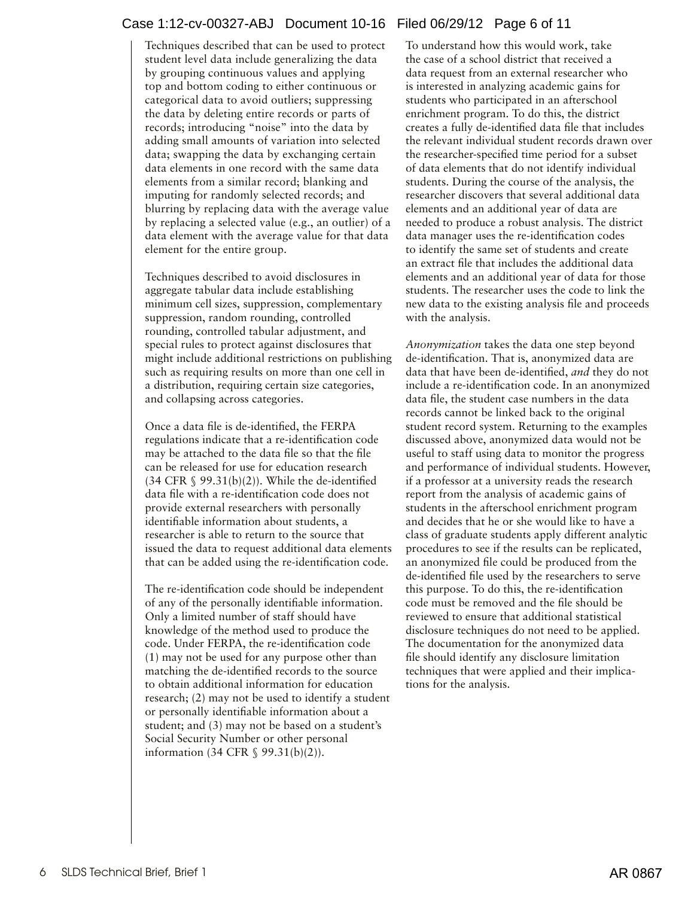Techniques described that can be used to protect student level data include generalizing the data by grouping continuous values and applying top and bottom coding to either continuous or categorical data to avoid outliers; suppressing the data by deleting entire records or parts of records; introducing "noise" into the data by adding small amounts of variation into selected data; swapping the data by exchanging certain data elements in one record with the same data elements from a similar record; blanking and imputing for randomly selected records; and blurring by replacing data with the average value by replacing a selected value (e.g., an outlier) of a data element with the average value for that data element for the entire group.

Techniques described to avoid disclosures in aggregate tabular data include establishing minimum cell sizes, suppression, complementary suppression, random rounding, controlled rounding, controlled tabular adjustment, and special rules to protect against disclosures that might include additional restrictions on publishing such as requiring results on more than one cell in a distribution, requiring certain size categories, and collapsing across categories.

Once a data file is de-identified, the FERPA regulations indicate that a re-identification code may be attached to the data file so that the file can be released for use for education research (34 CFR § 99.31(b)(2)). While the de-identified data file with a re-identification code does not provide external researchers with personally identifiable information about students, a researcher is able to return to the source that issued the data to request additional data elements that can be added using the re-identification code.

The re-identification code should be independent of any of the personally identifiable information. Only a limited number of staff should have knowledge of the method used to produce the code. Under FERPA, the re-identification code (1) may not be used for any purpose other than matching the de-identified records to the source to obtain additional information for education research; (2) may not be used to identify a student or personally identifiable information about a student; and (3) may not be based on a student's Social Security Number or other personal information (34 CFR § 99.31(b)(2)).

To understand how this would work, take the case of a school district that received a data request from an external researcher who is interested in analyzing academic gains for students who participated in an afterschool enrichment program. To do this, the district creates a fully de-identified data file that includes the relevant individual student records drawn over the researcher-specified time period for a subset of data elements that do not identify individual students. During the course of the analysis, the researcher discovers that several additional data elements and an additional year of data are needed to produce a robust analysis. The district data manager uses the re-identification codes to identify the same set of students and create an extract file that includes the additional data elements and an additional year of data for those students. The researcher uses the code to link the new data to the existing analysis file and proceeds with the analysis.

*Anonymization* takes the data one step beyond de-identification. That is, anonymized data are data that have been de-identified, *and* they do not include a re-identification code. In an anonymized data file, the student case numbers in the data records cannot be linked back to the original student record system. Returning to the examples discussed above, anonymized data would not be useful to staff using data to monitor the progress and performance of individual students. However, if a professor at a university reads the research report from the analysis of academic gains of students in the afterschool enrichment program and decides that he or she would like to have a class of graduate students apply different analytic procedures to see if the results can be replicated, an anonymized file could be produced from the de-identified file used by the researchers to serve this purpose. To do this, the re-identification code must be removed and the file should be reviewed to ensure that additional statistical disclosure techniques do not need to be applied. The documentation for the anonymized data file should identify any disclosure limitation techniques that were applied and their implications for the analysis.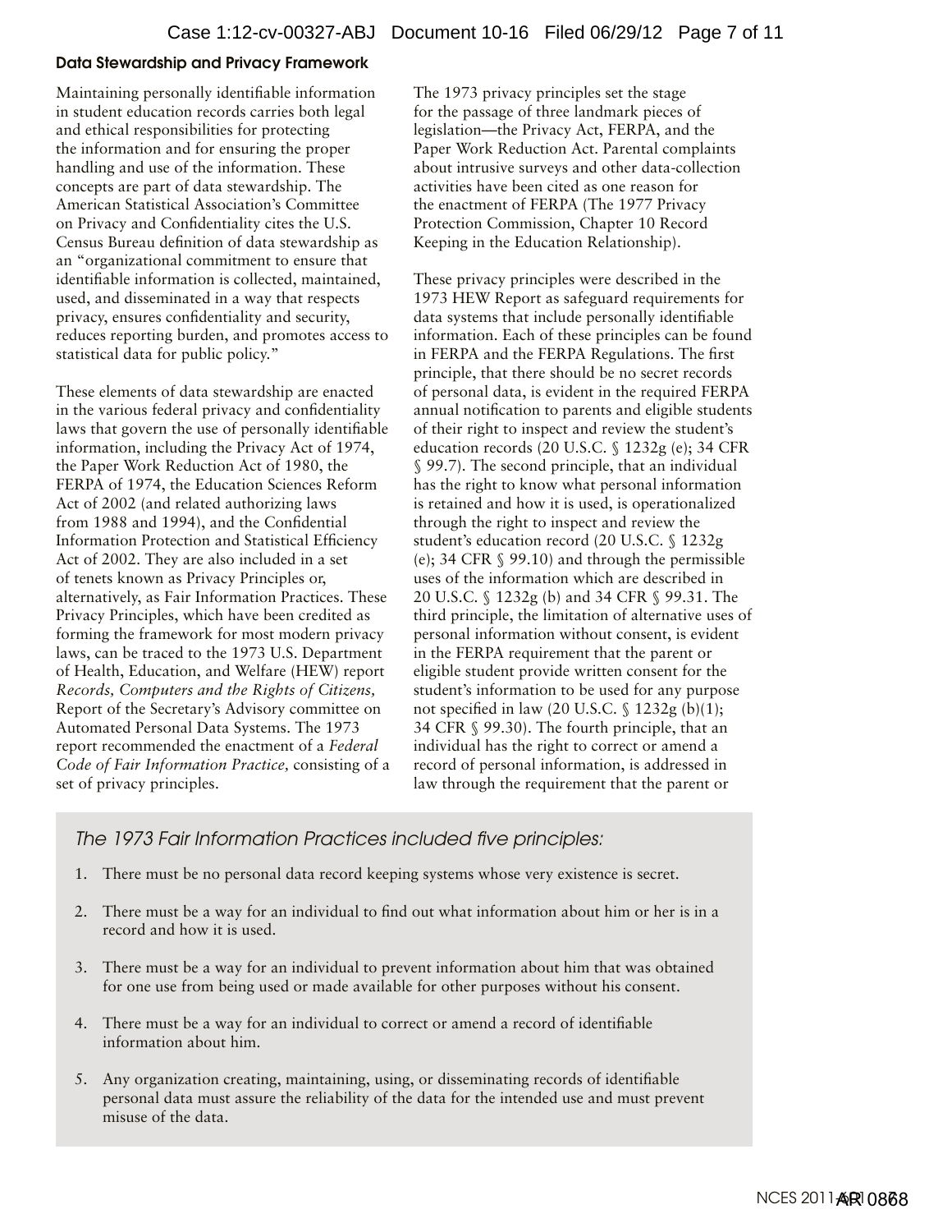### Data Stewardship and Privacy Framework

Maintaining personally identifiable information in student education records carries both legal and ethical responsibilities for protecting the information and for ensuring the proper handling and use of the information. These concepts are part of data stewardship. The American Statistical Association's Committee on Privacy and Confidentiality cites the U.S. Census Bureau definition of data stewardship as an "organizational commitment to ensure that identifiable information is collected, maintained, used, and disseminated in a way that respects privacy, ensures confidentiality and security, reduces reporting burden, and promotes access to statistical data for public policy."

These elements of data stewardship are enacted in the various federal privacy and confidentiality laws that govern the use of personally identifiable information, including the Privacy Act of 1974, the Paper Work Reduction Act of 1980, the FERPA of 1974, the Education Sciences Reform Act of 2002 (and related authorizing laws from 1988 and 1994), and the Confidential Information Protection and Statistical Efficiency Act of 2002. They are also included in a set of tenets known as Privacy Principles or, alternatively, as Fair Information Practices. These Privacy Principles, which have been credited as forming the framework for most modern privacy laws, can be traced to the 1973 U.S. Department of Health, Education, and Welfare (HEW) report *Records, Computers and the Rights of Citizens,* Report of the Secretary's Advisory committee on Automated Personal Data Systems. The 1973 report recommended the enactment of a *Federal Code of Fair Information Practice,* consisting of a set of privacy principles.

The 1973 privacy principles set the stage for the passage of three landmark pieces of legislation—the Privacy Act, FERPA, and the Paper Work Reduction Act. Parental complaints about intrusive surveys and other data-collection activities have been cited as one reason for the enactment of FERPA (The 1977 Privacy Protection Commission, Chapter 10 Record Keeping in the Education Relationship).

These privacy principles were described in the 1973 HEW Report as safeguard requirements for data systems that include personally identifiable information. Each of these principles can be found in FERPA and the FERPA Regulations. The first principle, that there should be no secret records of personal data, is evident in the required FERPA annual notification to parents and eligible students of their right to inspect and review the student's education records (20 U.S.C. § 1232g (e); 34 CFR § 99.7). The second principle, that an individual has the right to know what personal information is retained and how it is used, is operationalized through the right to inspect and review the student's education record (20 U.S.C. § 1232g (e); 34 CFR § 99.10) and through the permissible uses of the information which are described in 20 U.S.C. § 1232g (b) and 34 CFR § 99.31. The third principle, the limitation of alternative uses of personal information without consent, is evident in the FERPA requirement that the parent or eligible student provide written consent for the student's information to be used for any purpose not specified in law (20 U.S.C. § 1232g (b)(1); 34 CFR § 99.30). The fourth principle, that an individual has the right to correct or amend a record of personal information, is addressed in law through the requirement that the parent or

*The 1973 Fair Information Practices included five principles:*

1. There must be no personal data record keeping systems whose very existence is secret.
2. There must be a way for an individual to find out what information about him or her is in a record and how it is used.
3. There must be a way for an individual to prevent information about him that was obtained for one use from being used or made available for other purposes without his consent.
4. There must be a way for an individual to correct or amend a record of identifiable information about him.
5. Any organization creating, maintaining, using, or disseminating records of identifiable personal data must assure the reliability of the data for the intended use and must prevent misuse of the data.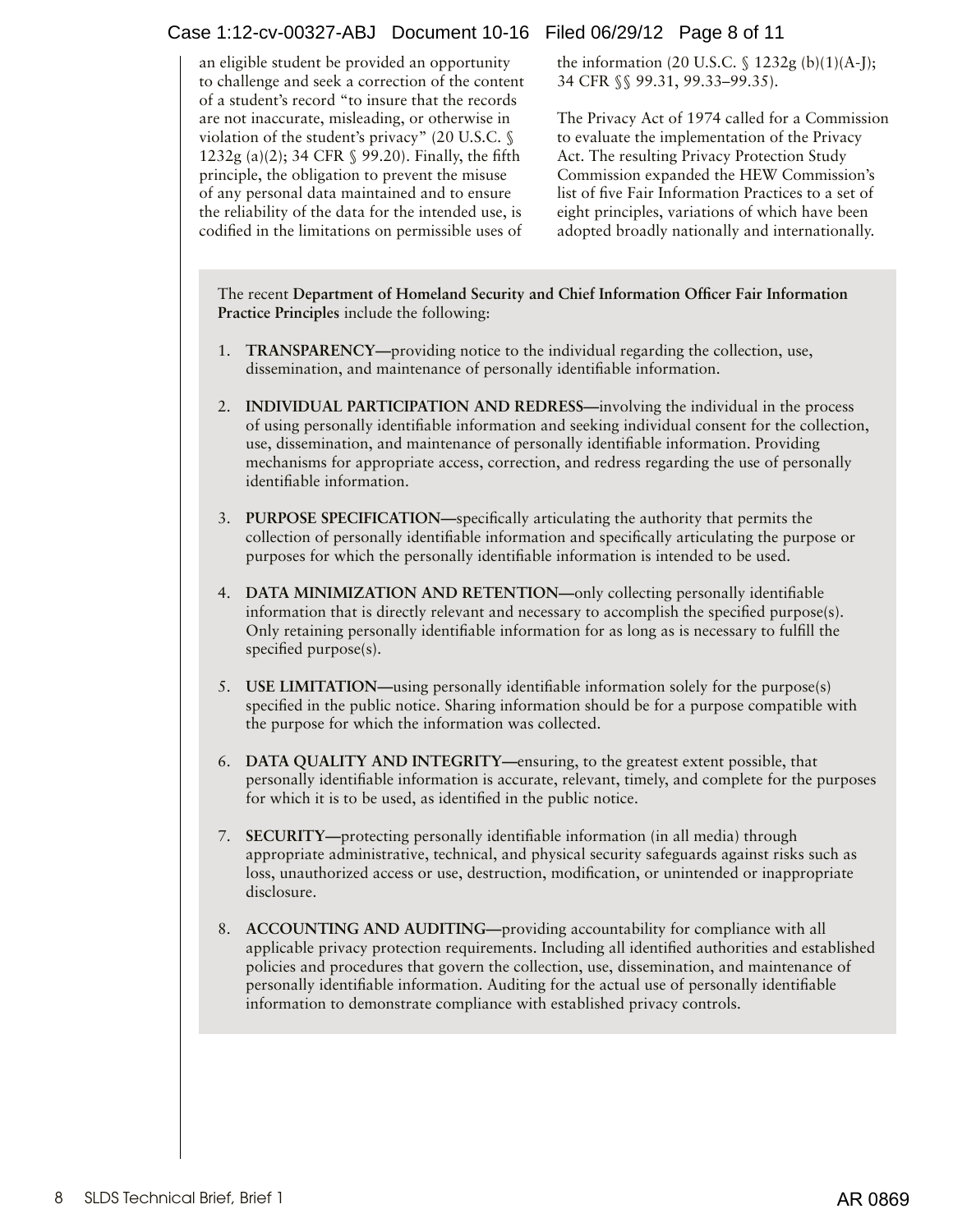an eligible student be provided an opportunity to challenge and seek a correction of the content of a student's record "to insure that the records are not inaccurate, misleading, or otherwise in violation of the student's privacy" (20 U.S.C. § 1232g (a)(2); 34 CFR § 99.20). Finally, the fifth principle, the obligation to prevent the misuse of any personal data maintained and to ensure the reliability of the data for the intended use, is codified in the limitations on permissible uses of the information (20 U.S.C. § 1232g (b)(1)(A-J); 34 CFR §§ 99.31, 99.33–99.35).

The Privacy Act of 1974 called for a Commission to evaluate the implementation of the Privacy Act. The resulting Privacy Protection Study Commission expanded the HEW Commission's list of five Fair Information Practices to a set of eight principles, variations of which have been adopted broadly nationally and internationally.

The recent **Department of Homeland Security and Chief Information Officer Fair Information Practice Principles** include the following:

1. **TRANSPARENCY—**providing notice to the individual regarding the collection, use, dissemination, and maintenance of personally identifiable information.
2. **INDIVIDUAL PARTICIPATION AND REDRESS—**involving the individual in the process of using personally identifiable information and seeking individual consent for the collection, use, dissemination, and maintenance of personally identifiable information. Providing mechanisms for appropriate access, correction, and redress regarding the use of personally identifiable information.
3. **PURPOSE SPECIFICATION—**specifically articulating the authority that permits the collection of personally identifiable information and specifically articulating the purpose or purposes for which the personally identifiable information is intended to be used.
4. **DATA MINIMIZATION AND RETENTION—**only collecting personally identifiable information that is directly relevant and necessary to accomplish the specified purpose(s). Only retaining personally identifiable information for as long as is necessary to fulfill the specified purpose(s).
5. **USE LIMITATION—**using personally identifiable information solely for the purpose(s) specified in the public notice. Sharing information should be for a purpose compatible with the purpose for which the information was collected.
6. **DATA QUALITY AND INTEGRITY—**ensuring, to the greatest extent possible, that personally identifiable information is accurate, relevant, timely, and complete for the purposes for which it is to be used, as identified in the public notice.
7. **SECURITY—**protecting personally identifiable information (in all media) through appropriate administrative, technical, and physical security safeguards against risks such as loss, unauthorized access or use, destruction, modification, or unintended or inappropriate disclosure.
8. **ACCOUNTING AND AUDITING—**providing accountability for compliance with all applicable privacy protection requirements. Including all identified authorities and established policies and procedures that govern the collection, use, dissemination, and maintenance of personally identifiable information. Auditing for the actual use of personally identifiable information to demonstrate compliance with established privacy controls.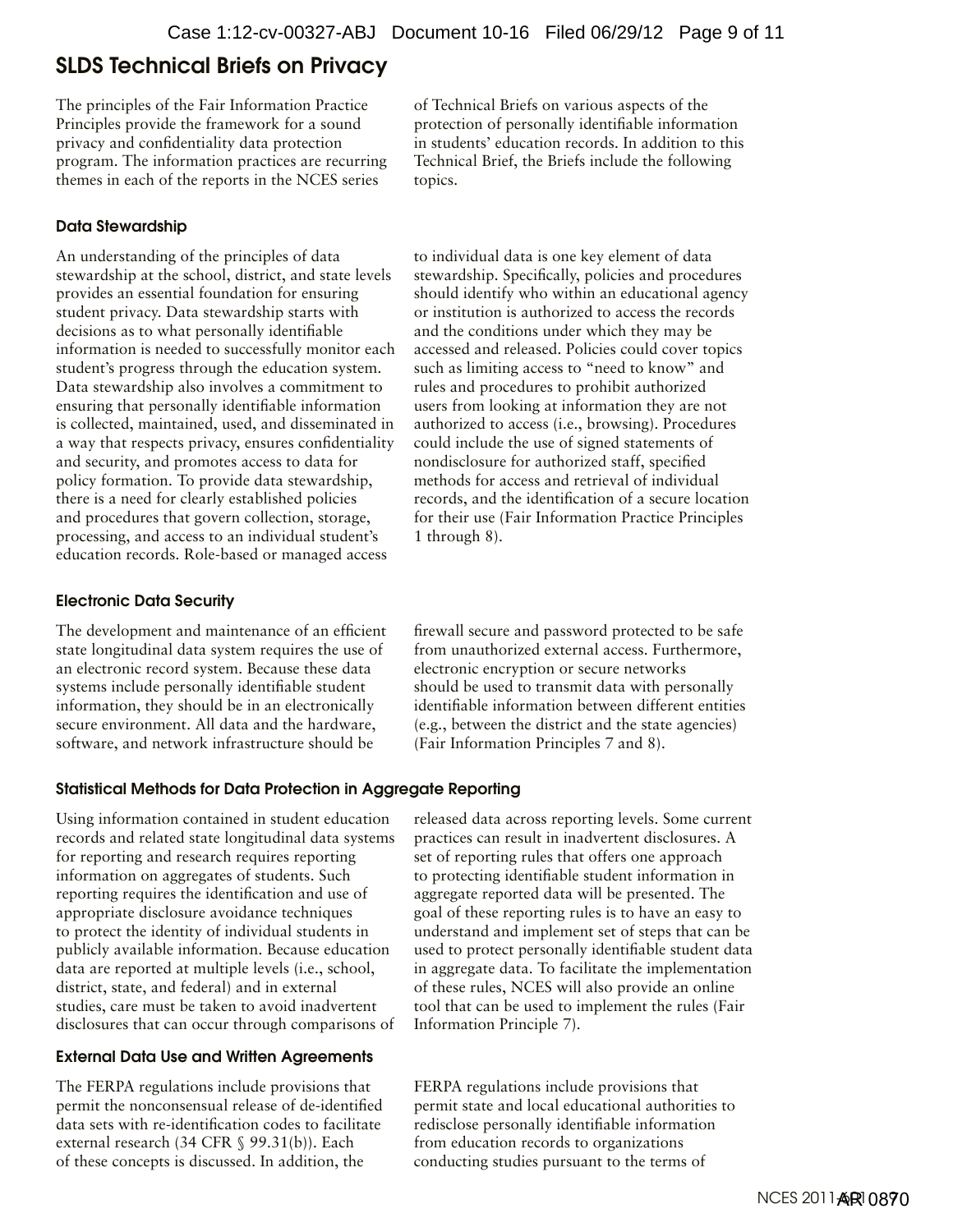## SLDS Technical Briefs on Privacy

The principles of the Fair Information Practice Principles provide the framework for a sound privacy and confidentiality data protection program. The information practices are recurring themes in each of the reports in the NCES series of Technical Briefs on various aspects of the protection of personally identifiable information in students' education records. In addition to this Technical Brief, the Briefs include the following topics.

### Data Stewardship

An understanding of the principles of data stewardship at the school, district, and state levels provides an essential foundation for ensuring student privacy. Data stewardship starts with decisions as to what personally identifiable information is needed to successfully monitor each student's progress through the education system. Data stewardship also involves a commitment to ensuring that personally identifiable information is collected, maintained, used, and disseminated in a way that respects privacy, ensures confidentiality and security, and promotes access to data for policy formation. To provide data stewardship, there is a need for clearly established policies and procedures that govern collection, storage, processing, and access to an individual student's education records. Role-based or managed access to individual data is one key element of data stewardship. Specifically, policies and procedures should identify who within an educational agency or institution is authorized to access the records and the conditions under which they may be accessed and released. Policies could cover topics such as limiting access to "need to know" and rules and procedures to prohibit authorized users from looking at information they are not authorized to access (i.e., browsing). Procedures could include the use of signed statements of nondisclosure for authorized staff, specified methods for access and retrieval of individual records, and the identification of a secure location for their use (Fair Information Practice Principles 1 through 8).

### Electronic Data Security

The development and maintenance of an efficient state longitudinal data system requires the use of an electronic record system. Because these data systems include personally identifiable student information, they should be in an electronically secure environment. All data and the hardware, software, and network infrastructure should be firewall secure and password protected to be safe from unauthorized external access. Furthermore, electronic encryption or secure networks should be used to transmit data with personally identifiable information between different entities (e.g., between the district and the state agencies) (Fair Information Principles 7 and 8).

### Statistical Methods for Data Protection in Aggregate Reporting

Using information contained in student education records and related state longitudinal data systems for reporting and research requires reporting information on aggregates of students. Such reporting requires the identification and use of appropriate disclosure avoidance techniques to protect the identity of individual students in publicly available information. Because education data are reported at multiple levels (i.e., school, district, state, and federal) and in external studies, care must be taken to avoid inadvertent disclosures that can occur through comparisons of released data across reporting levels. Some current practices can result in inadvertent disclosures. A set of reporting rules that offers one approach to protecting identifiable student information in aggregate reported data will be presented. The goal of these reporting rules is to have an easy to understand and implement set of steps that can be used to protect personally identifiable student data in aggregate data. To facilitate the implementation of these rules, NCES will also provide an online tool that can be used to implement the rules (Fair Information Principle 7).

### External Data Use and Written Agreements

The FERPA regulations include provisions that permit the nonconsensual release of de-identified data sets with re-identification codes to facilitate external research (34 CFR § 99.31(b)). Each of these concepts is discussed. In addition, the FERPA regulations include provisions that permit state and local educational authorities to redisclose personally identifiable information from education records to organizations conducting studies pursuant to the terms of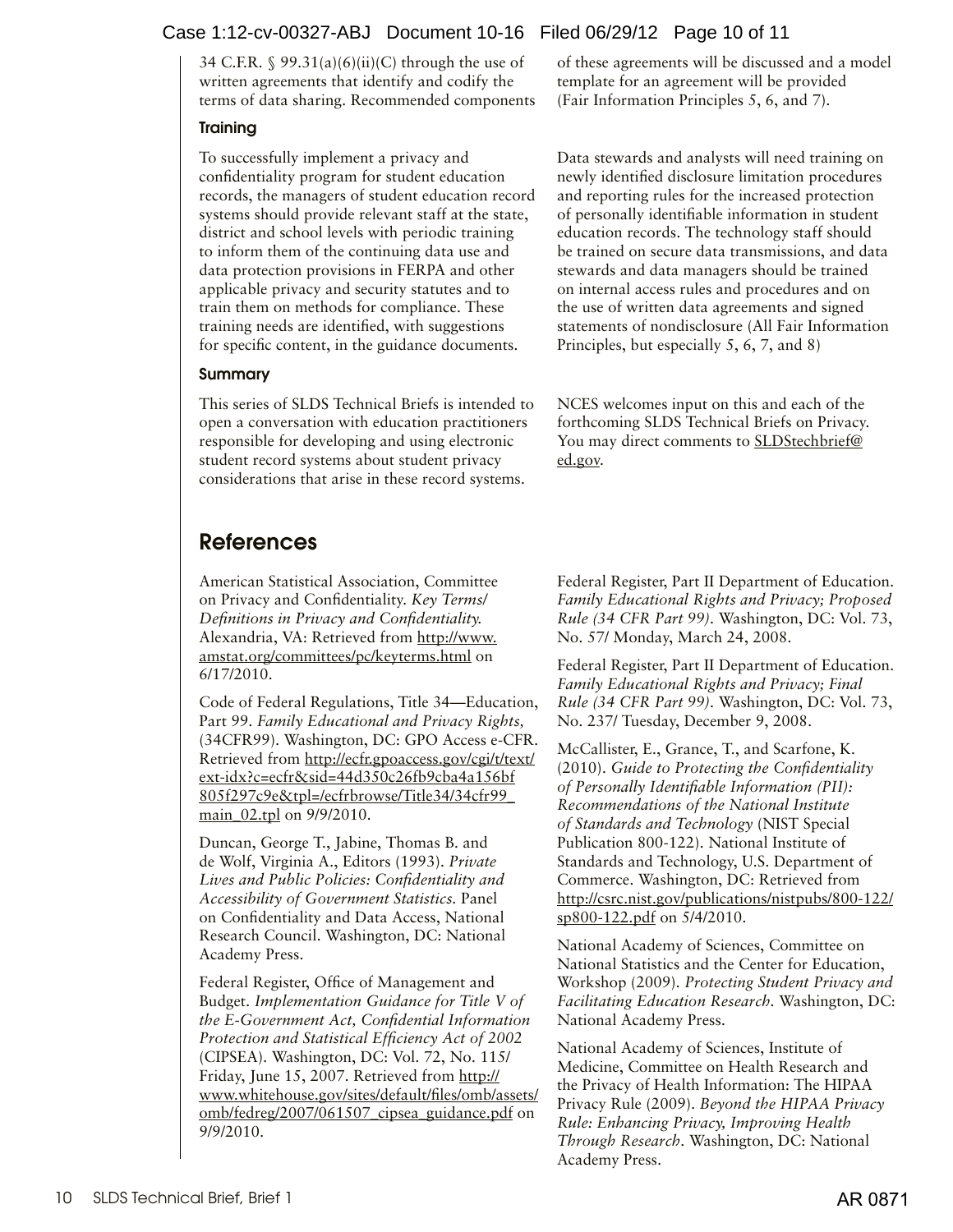34 C.F.R. § 99.31(a)(6)(ii)(C) through the use of written agreements that identify and codify the terms of data sharing. Recommended components of these agreements will be discussed and a model template for an agreement will be provided (Fair Information Principles 5, 6, and 7).

### Training

To successfully implement a privacy and confidentiality program for student education records, the managers of student education record systems should provide relevant staff at the state, district and school levels with periodic training to inform them of the continuing data use and data protection provisions in FERPA and other applicable privacy and security statutes and to train them on methods for compliance. These training needs are identified, with suggestions for specific content, in the guidance documents.

Data stewards and analysts will need training on newly identified disclosure limitation procedures and reporting rules for the increased protection of personally identifiable information in student education records. The technology staff should be trained on secure data transmissions, and data stewards and data managers should be trained on internal access rules and procedures and on the use of written data agreements and signed statements of nondisclosure (All Fair Information Principles, but especially 5, 6, 7, and 8)

### Summary

This series of SLDS Technical Briefs is intended to open a conversation with education practitioners responsible for developing and using electronic student record systems about student privacy considerations that arise in these record systems.

NCES welcomes input on this and each of the forthcoming SLDS Technical Briefs on Privacy. You may direct comments to SLDStechbrief@ed.gov.

## References

American Statistical Association, Committee on Privacy and Confidentiality. *Key Terms/ Definitions in Privacy and Confidentiality.* Alexandria, VA: Retrieved from http://www.amstat.org/committees/pc/keyterms.html on 6/17/2010.

Code of Federal Regulations, Title 34—Education, Part 99. *Family Educational and Privacy Rights,* (34CFR99). Washington, DC: GPO Access e-CFR. Retrieved from http://ecfr.gpoaccess.gov/cgi/t/text/ext-idx?c=ecfr&sid=44d350c26fb9cba4a156bf805f297c9e&tpl=/ecfrbrowse/Title34/34cfr99_main_02.tpl on 9/9/2010.

Duncan, George T., Jabine, Thomas B. and de Wolf, Virginia A., Editors (1993). *Private Lives and Public Policies: Confidentiality and Accessibility of Government Statistics.* Panel on Confidentiality and Data Access, National Research Council. Washington, DC: National Academy Press.

Federal Register, Office of Management and Budget. *Implementation Guidance for Title V of the E-Government Act, Confidential Information Protection and Statistical Efficiency Act of 2002* (CIPSEA). Washington, DC: Vol. 72, No. 115/ Friday, June 15, 2007. Retrieved from http://www.whitehouse.gov/sites/default/files/omb/assets/omb/fedreg/2007/061507_cipsea_guidance.pdf on 9/9/2010.

Federal Register, Part II Department of Education. *Family Educational Rights and Privacy; Proposed Rule (34 CFR Part 99).* Washington, DC: Vol. 73, No. 57/ Monday, March 24, 2008.

Federal Register, Part II Department of Education. *Family Educational Rights and Privacy; Final Rule (34 CFR Part 99).* Washington, DC: Vol. 73, No. 237/ Tuesday, December 9, 2008.

McCallister, E., Grance, T., and Scarfone, K. (2010). *Guide to Protecting the Confidentiality of Personally Identifiable Information (PII): Recommendations of the National Institute of Standards and Technology* (NIST Special Publication 800-122). National Institute of Standards and Technology, U.S. Department of Commerce. Washington, DC: Retrieved from http://csrc.nist.gov/publications/nistpubs/800-122/sp800-122.pdf on 5/4/2010.

National Academy of Sciences, Committee on National Statistics and the Center for Education, Workshop (2009). *Protecting Student Privacy and Facilitating Education Research.* Washington, DC: National Academy Press.

National Academy of Sciences, Institute of Medicine, Committee on Health Research and the Privacy of Health Information: The HIPAA Privacy Rule (2009). *Beyond the HIPAA Privacy Rule: Enhancing Privacy, Improving Health Through Research.* Washington, DC: National Academy Press.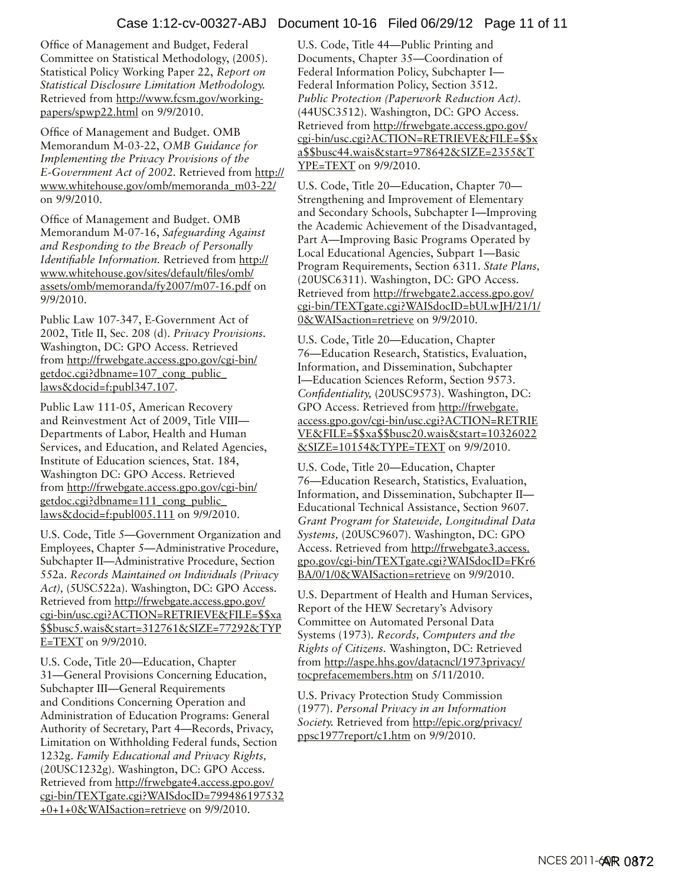Office of Management and Budget, Federal Committee on Statistical Methodology, (2005). Statistical Policy Working Paper 22, *Report on Statistical Disclosure Limitation Methodology.* Retrieved from http://www.fcsm.gov/working-papers/spwp22.html on 9/9/2010.

Office of Management and Budget. OMB Memorandum M-03-22, *OMB Guidance for Implementing the Privacy Provisions of the E-Government Act of 2002.* Retrieved from http://www.whitehouse.gov/omb/memoranda_m03-22/ on 9/9/2010.

Office of Management and Budget. OMB Memorandum M-07-16, *Safeguarding Against and Responding to the Breach of Personally Identifiable Information.* Retrieved from http://www.whitehouse.gov/sites/default/files/omb/assets/omb/memoranda/fy2007/m07-16.pdf on 9/9/2010.

Public Law 107-347, E-Government Act of 2002, Title II, Sec. 208 (d). *Privacy Provisions.* Washington, DC: GPO Access. Retrieved from http://frwebgate.access.gpo.gov/cgi-bin/getdoc.cgi?dbname=107_cong_public_laws&docid=f:publ347.107.

Public Law 111-05, American Recovery and Reinvestment Act of 2009, Title VIII—Departments of Labor, Health and Human Services, and Education, and Related Agencies, Institute of Education sciences, Stat. 184, Washington DC: GPO Access. Retrieved from http://frwebgate.access.gpo.gov/cgi-bin/getdoc.cgi?dbname=111_cong_public_laws&docid=f:publ005.111 on 9/9/2010.

U.S. Code, Title 5—Government Organization and Employees, Chapter 5—Administrative Procedure, Subchapter II—Administrative Procedure, Section 552a. *Records Maintained on Individuals (Privacy Act),* (5USC522a). Washington, DC: GPO Access. Retrieved from http://frwebgate.access.gpo.gov/cgi-bin/usc.cgi?ACTION=RETRIEVE&FILE=$$xa$$busc5.wais&start=312761&SIZE=77292&TYPE=TEXT on 9/9/2010.

U.S. Code, Title 20—Education, Chapter 31—General Provisions Concerning Education, Subchapter III—General Requirements and Conditions Concerning Operation and Administration of Education Programs: General Authority of Secretary, Part 4—Records, Privacy, Limitation on Withholding Federal funds, Section 1232g. *Family Educational and Privacy Rights,* (20USC1232g). Washington, DC: GPO Access. Retrieved from http://frwebgate4.access.gpo.gov/cgi-bin/TEXTgate.cgi?WAISdocID=799486197532+0+1+0&WAISaction=retrieve on 9/9/2010.

U.S. Code, Title 44—Public Printing and Documents, Chapter 35—Coordination of Federal Information Policy, Subchapter I—Federal Information Policy, Section 3512. *Public Protection (Paperwork Reduction Act).* (44USC3512). Washington, DC: GPO Access. Retrieved from http://frwebgate.access.gpo.gov/cgi-bin/usc.cgi?ACTION=RETRIEVE&FILE=$$xa$$busc44.wais&start=978642&SIZE=2355&TYPE=TEXT on 9/9/2010.

U.S. Code, Title 20—Education, Chapter 70—Strengthening and Improvement of Elementary and Secondary Schools, Subchapter I—Improving the Academic Achievement of the Disadvantaged, Part A—Improving Basic Programs Operated by Local Educational Agencies, Subpart 1—Basic Program Requirements, Section 6311. *State Plans,* (20USC6311). Washington, DC: GPO Access. Retrieved from http://frwebgate2.access.gpo.gov/cgi-bin/TEXTgate.cgi?WAISdocID=bULwJH/21/1/0&WAISaction=retrieve on 9/9/2010.

U.S. Code, Title 20—Education, Chapter 76—Education Research, Statistics, Evaluation, Information, and Dissemination, Subchapter I—Education Sciences Reform, Section 9573. *Confidentiality,* (20USC9573). Washington, DC: GPO Access. Retrieved from http://frwebgate.access.gpo.gov/cgi-bin/usc.cgi?ACTION=RETRIEVE&FILE=$$xa$$busc20.wais&start=10326022&SIZE=10154&TYPE=TEXT on 9/9/2010.

U.S. Code, Title 20—Education, Chapter 76—Education Research, Statistics, Evaluation, Information, and Dissemination, Subchapter II—Educational Technical Assistance, Section 9607. *Grant Program for Statewide, Longitudinal Data Systems,* (20USC9607). Washington, DC: GPO Access. Retrieved from http://frwebgate3.access.gpo.gov/cgi-bin/TEXTgate.cgi?WAISdocID=FKr6BA/0/1/0&WAISaction=retrieve on 9/9/2010.

U.S. Department of Health and Human Services, Report of the HEW Secretary's Advisory Committee on Automated Personal Data Systems (1973). *Records, Computers and the Rights of Citizens.* Washington, DC: Retrieved from http://aspe.hhs.gov/datacncl/1973privacy/tocprefacemembers.htm on 5/11/2010.

U.S. Privacy Protection Study Commission (1977). *Personal Privacy in an Information Society.* Retrieved from http://epic.org/privacy/ppsc1977report/c1.htm on 9/9/2010.